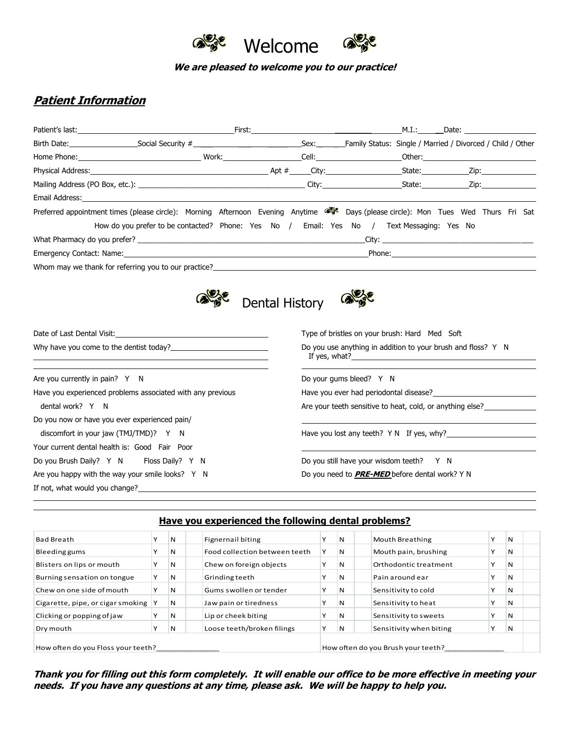# Welcome

***We are pleased to welcome you to our practice!***

## ***Patient Information***

Patient's last:________________ First:________________ M.I.:_____ Date:________

Birth Date:__________ Social Security #__________ Sex:______ Family Status: Single / Married / Divorced / Child / Other

Home Phone:__________ Work:__________ Cell:__________ Other:__________

Physical Address:____________________ Apt #_____ City:__________ State:______ Zip:______

Mailing Address (PO Box, etc.): ____________________ City:__________ State:______ Zip:______

Email Address:______________________________

Preferred appointment times (please circle): Morning Afternoon Evening Anytime Days (please circle): Mon Tues Wed Thurs Fri Sat

How do you prefer to be contacted? Phone: Yes No / Email: Yes No / Text Messaging: Yes No

What Pharmacy do you prefer? ____________________ City: ____________________

Emergency Contact: Name:____________________ Phone:__________

Whom may we thank for referring you to our practice?______________________________

# Dental History

Date of Last Dental Visit:____________________

Why have you come to the dentist today?____________________

Are you currently in pain? Y N

Have you experienced problems associated with any previous dental work? Y N

Do you now or have you ever experienced pain/ discomfort in your jaw (TMJ/TMD)? Y N

Your current dental health is: Good Fair Poor

Do you Brush Daily? Y N Floss Daily? Y N

Are you happy with the way your smile looks? Y N

Type of bristles on your brush: Hard Med Soft

Do you use anything in addition to your brush and floss? Y N
If yes, what?____________________

Do your gums bleed? Y N

Have you ever had periodontal disease?__________

Are your teeth sensitive to heat, cold, or anything else?__________

Have you lost any teeth? Y N If yes, why?__________

Do you still have your wisdom teeth? Y N

Do you need to ***PRE-MED*** before dental work? Y N

If not, what would you change?______________________________

### Have you experienced the following dental problems?

| | | | | | | | | |
|---|---|---|---|---|---|---|---|---|
| Bad Breath | Y | N | Fignernail biting | Y | N | Mouth Breathing | Y | N |
| Bleeding gums | Y | N | Food collection between teeth | Y | N | Mouth pain, brushing | Y | N |
| Blisters on lips or mouth | Y | N | Chew on foreign objects | Y | N | Orthodontic treatment | Y | N |
| Burning sensation on tongue | Y | N | Grinding teeth | Y | N | Pain around ear | Y | N |
| Chew on one side of mouth | Y | N | Gums swollen or tender | Y | N | Sensitivity to cold | Y | N |
| Cigarette, pipe, or cigar smoking | Y | N | Jaw pain or tiredness | Y | N | Sensitivity to heat | Y | N |
| Clicking or popping of jaw | Y | N | Lip or cheek biting | Y | N | Sensitivity to sweets | Y | N |
| Dry mouth | Y | N | Loose teeth/broken filings | Y | N | Sensitivity when biting | Y | N |
| How often do you Floss your teeth?__________ | | | | | | How often do you Brush your teeth?__________ | | |

***Thank you for filling out this form completely. It will enable our office to be more effective in meeting your needs. If you have any questions at any time, please ask. We will be happy to help you.***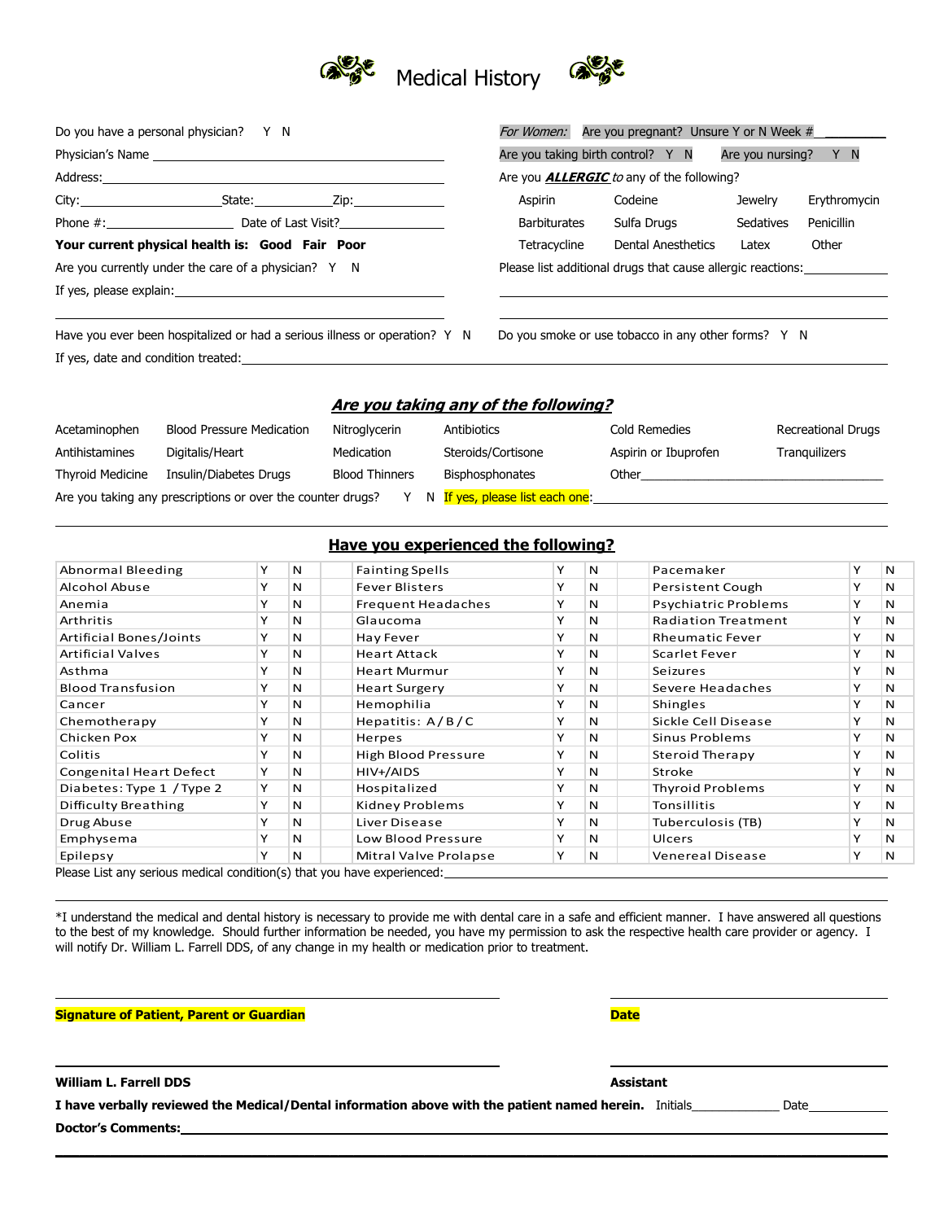# Medical History

Do you have a personal physician? Y N

Physician's Name ______________________________

Address: ______________________________

City: ____________ State: ________ Zip: ________

Phone #: ____________ Date of Last Visit? ____________

**Your current physical health is: Good Fair Poor**

Are you currently under the care of a physician? Y N

If yes, please explain: ______________________________

*For Women:* Are you pregnant? Unsure Y or N Week # ________

Are you taking birth control? Y N Are you nursing? Y N

Are you ***ALLERGIC*** *to* any of the following?

| | | | |
|---|---|---|---|
| Aspirin | Codeine | Jewelry | Erythromycin |
| Barbiturates | Sulfa Drugs | Sedatives | Penicillin |
| Tetracycline | Dental Anesthetics | Latex | Other |

Please list additional drugs that cause allergic reactions: ______________________________

Have you ever been hospitalized or had a serious illness or operation? Y N

Do you smoke or use tobacco in any other forms? Y N

If yes, date and condition treated: ______________________________

## ***Are you taking any of the following?***

| | | | | | |
|---|---|---|---|---|---|
| Acetaminophen | Blood Pressure Medication | Nitroglycerin | Antibiotics | Cold Remedies | Recreational Drugs |
| Antihistamines | Digitalis/Heart | Medication | Steroids/Cortisone | Aspirin or Ibuprofen | Tranquilizers |
| Thyroid Medicine | Insulin/Diabetes Drugs | Blood Thinners | Bisphosphonates | Other______________ | |

Are you taking any prescriptions or over the counter drugs? Y N If yes, please list each one: ______________________________

## Have you experienced the following?

| Condition | | | Condition | | | Condition | | |
|---|---|---|---|---|---|---|---|---|
| Abnormal Bleeding | Y | N | Fainting Spells | Y | N | Pacemaker | Y | N |
| Alcohol Abuse | Y | N | Fever Blisters | Y | N | Persistent Cough | Y | N |
| Anemia | Y | N | Frequent Headaches | Y | N | Psychiatric Problems | Y | N |
| Arthritis | Y | N | Glaucoma | Y | N | Radiation Treatment | Y | N |
| Artificial Bones/Joints | Y | N | Hay Fever | Y | N | Rheumatic Fever | Y | N |
| Artificial Valves | Y | N | Heart Attack | Y | N | Scarlet Fever | Y | N |
| Asthma | Y | N | Heart Murmur | Y | N | Seizures | Y | N |
| Blood Transfusion | Y | N | Heart Surgery | Y | N | Severe Headaches | Y | N |
| Cancer | Y | N | Hemophilia | Y | N | Shingles | Y | N |
| Chemotherapy | Y | N | Hepatitis: A / B / C | Y | N | Sickle Cell Disease | Y | N |
| Chicken Pox | Y | N | Herpes | Y | N | Sinus Problems | Y | N |
| Colitis | Y | N | High Blood Pressure | Y | N | Steroid Therapy | Y | N |
| Congenital Heart Defect | Y | N | HIV+/AIDS | Y | N | Stroke | Y | N |
| Diabetes: Type 1 / Type 2 | Y | N | Hospitalized | Y | N | Thyroid Problems | Y | N |
| Difficulty Breathing | Y | N | Kidney Problems | Y | N | Tonsillitis | Y | N |
| Drug Abuse | Y | N | Liver Disease | Y | N | Tuberculosis (TB) | Y | N |
| Emphysema | Y | N | Low Blood Pressure | Y | N | Ulcers | Y | N |
| Epilepsy | Y | N | Mitral Valve Prolapse | Y | N | Venereal Disease | Y | N |

Please List any serious medical condition(s) that you have experienced: ______________________________

*I understand the medical and dental history is necessary to provide me with dental care in a safe and efficient manner. I have answered all questions to the best of my knowledge. Should further information be needed, you have my permission to ask the respective health care provider or agency. I will notify Dr. William L. Farrell DDS, of any change in my health or medication prior to treatment.

______________________________ ______________

**Signature of Patient, Parent or Guardian** **Date**

______________________________ ______________

**William L. Farrell DDS** **Assistant**

**I have verbally reviewed the Medical/Dental information above with the patient named herein.** Initials__________ Date__________

**Doctor's Comments:** ______________________________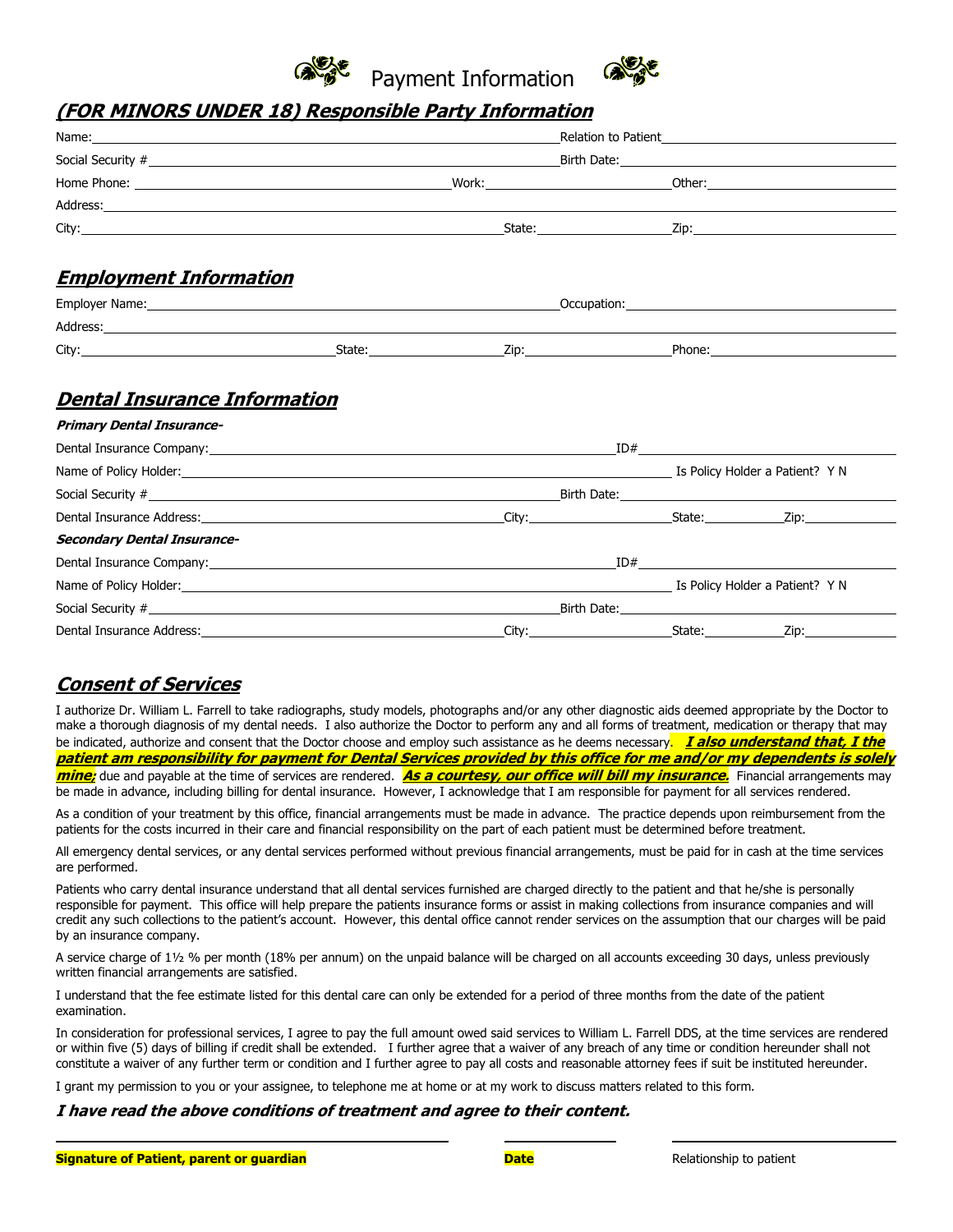# Payment Information

## *(FOR MINORS UNDER 18) Responsible Party Information*

Name: ______________________________ Relation to Patient: ______________________________

Social Security # ______________________________ Birth Date: ______________________________

Home Phone: ______________________________ Work: ______________________________ Other: ______________________________

Address: ______________________________

City: ______________________________ State: ______________________________ Zip: ______________________________

## *Employment Information*

Employer Name: ______________________________ Occupation: ______________________________

Address: ______________________________

City: ______________________________ State: ______________________________ Zip: ______________________________ Phone: ______________________________

## *Dental Insurance Information*

***Primary Dental Insurance-***

Dental Insurance Company: ______________________________ ID# ______________________________

Name of Policy Holder: ______________________________ Is Policy Holder a Patient? Y N

Social Security # ______________________________ Birth Date: ______________________________

Dental Insurance Address: ______________________________ City: ______________________________ State: ______________________________ Zip: ______________________________

***Secondary Dental Insurance-***

Dental Insurance Company: ______________________________ ID# ______________________________

Name of Policy Holder: ______________________________ Is Policy Holder a Patient? Y N

Social Security # ______________________________ Birth Date: ______________________________

Dental Insurance Address: ______________________________ City: ______________________________ State: ______________________________ Zip: ______________________________

## *Consent of Services*

I authorize Dr. William L. Farrell to take radiographs, study models, photographs and/or any other diagnostic aids deemed appropriate by the Doctor to make a thorough diagnosis of my dental needs. I also authorize the Doctor to perform any and all forms of treatment, medication or therapy that may be indicated, authorize and consent that the Doctor choose and employ such assistance as he deems necessary. ***I also understand that, I the patient am responsibility for payment for Dental Services provided by this office for me and/or my dependents is solely mine;*** due and payable at the time of services are rendered. ***As a courtesy, our office will bill my insurance.*** Financial arrangements may be made in advance, including billing for dental insurance. However, I acknowledge that I am responsible for payment for all services rendered.

As a condition of your treatment by this office, financial arrangements must be made in advance. The practice depends upon reimbursement from the patients for the costs incurred in their care and financial responsibility on the part of each patient must be determined before treatment.

All emergency dental services, or any dental services performed without previous financial arrangements, must be paid for in cash at the time services are performed.

Patients who carry dental insurance understand that all dental services furnished are charged directly to the patient and that he/she is personally responsible for payment. This office will help prepare the patients insurance forms or assist in making collections from insurance companies and will credit any such collections to the patient's account. However, this dental office cannot render services on the assumption that our charges will be paid by an insurance company.

A service charge of 1½ % per month (18% per annum) on the unpaid balance will be charged on all accounts exceeding 30 days, unless previously written financial arrangements are satisfied.

I understand that the fee estimate listed for this dental care can only be extended for a period of three months from the date of the patient examination.

In consideration for professional services, I agree to pay the full amount owed said services to William L. Farrell DDS, at the time services are rendered or within five (5) days of billing if credit shall be extended. I further agree that a waiver of any breach of any time or condition hereunder shall not constitute a waiver of any further term or condition and I further agree to pay all costs and reasonable attorney fees if suit be instituted hereunder.

I grant my permission to you or your assignee, to telephone me at home or at my work to discuss matters related to this form.

***I have read the above conditions of treatment and agree to their content.***

______________________________ ______________ ______________________________

**Signature of Patient, parent or guardian** **Date** Relationship to patient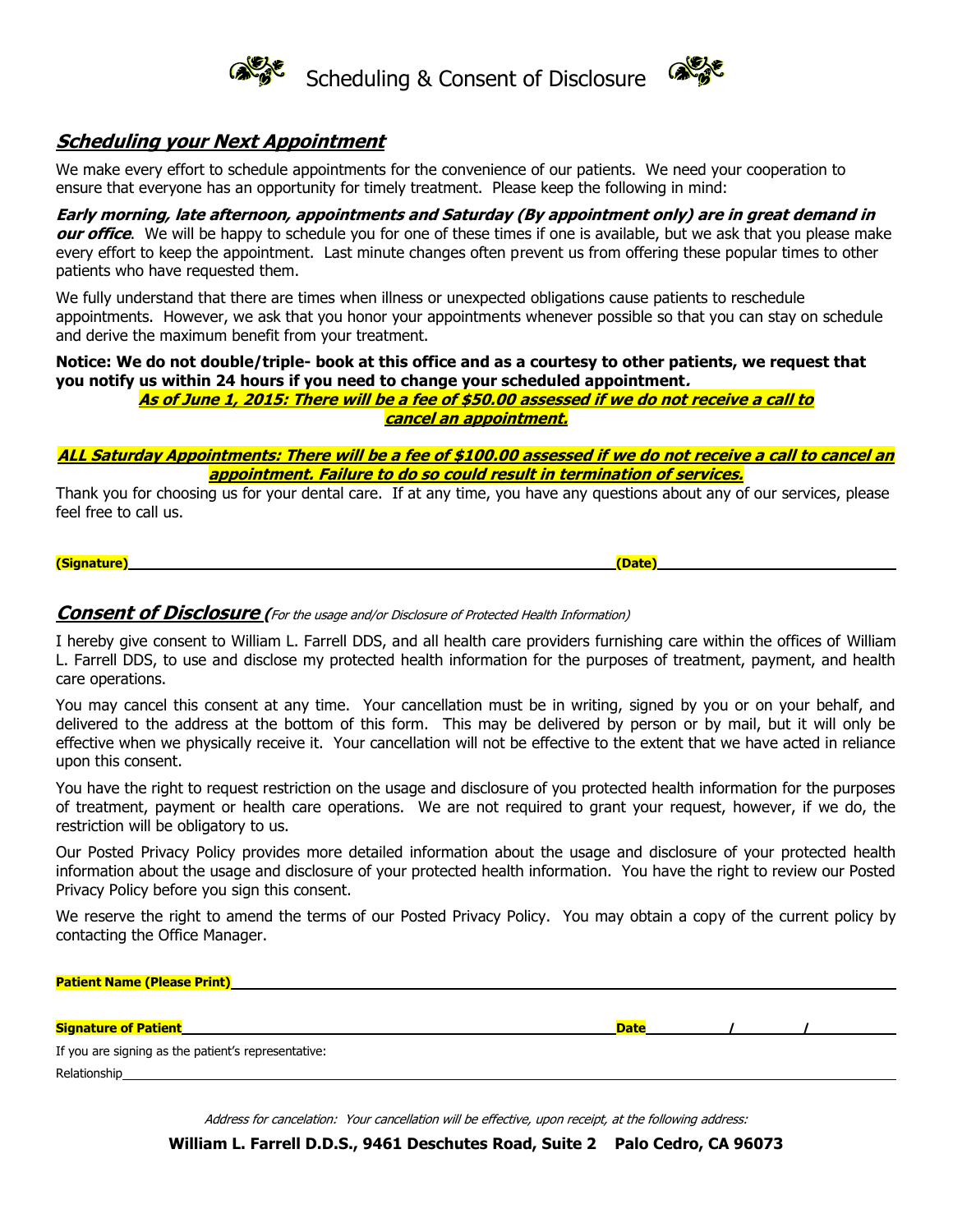# Scheduling & Consent of Disclosure

## ***Scheduling your Next Appointment***

We make every effort to schedule appointments for the convenience of our patients. We need your cooperation to ensure that everyone has an opportunity for timely treatment. Please keep the following in mind:

***Early morning, late afternoon, appointments and Saturday (By appointment only) are in great demand in our office***. We will be happy to schedule you for one of these times if one is available, but we ask that you please make every effort to keep the appointment. Last minute changes often prevent us from offering these popular times to other patients who have requested them.

We fully understand that there are times when illness or unexpected obligations cause patients to reschedule appointments. However, we ask that you honor your appointments whenever possible so that you can stay on schedule and derive the maximum benefit from your treatment.

**Notice: We do not double/triple- book at this office and as a courtesy to other patients, we request that you notify us within 24 hours if you need to change your scheduled appointment*.***

***As of June 1, 2015: There will be a fee of $50.00 assessed if we do not receive a call to cancel an appointment.***

***ALL Saturday Appointments: There will be a fee of $100.00 assessed if we do not receive a call to cancel an appointment. Failure to do so could result in termination of services.***

Thank you for choosing us for your dental care. If at any time, you have any questions about any of our services, please feel free to call us.

**(Signature)**\_\_\_\_\_\_\_\_\_\_\_\_\_\_\_\_\_\_\_\_\_\_\_\_\_\_\_\_\_\_\_\_\_\_\_\_\_\_\_\_ **(Date)**\_\_\_\_\_\_\_\_\_\_\_\_\_\_\_\_\_\_\_\_

## ***Consent of Disclosure*** *(For the usage and/or Disclosure of Protected Health Information)*

I hereby give consent to William L. Farrell DDS, and all health care providers furnishing care within the offices of William L. Farrell DDS, to use and disclose my protected health information for the purposes of treatment, payment, and health care operations.

You may cancel this consent at any time. Your cancellation must be in writing, signed by you or on your behalf, and delivered to the address at the bottom of this form. This may be delivered by person or by mail, but it will only be effective when we physically receive it. Your cancellation will not be effective to the extent that we have acted in reliance upon this consent.

You have the right to request restriction on the usage and disclosure of you protected health information for the purposes of treatment, payment or health care operations. We are not required to grant your request, however, if we do, the restriction will be obligatory to us.

Our Posted Privacy Policy provides more detailed information about the usage and disclosure of your protected health information about the usage and disclosure of your protected health information. You have the right to review our Posted Privacy Policy before you sign this consent.

We reserve the right to amend the terms of our Posted Privacy Policy. You may obtain a copy of the current policy by contacting the Office Manager.

**Patient Name (Please Print)**\_\_\_\_\_\_\_\_\_\_\_\_\_\_\_\_\_\_\_\_\_\_\_\_\_\_\_\_\_\_\_\_\_\_\_\_\_\_\_\_

**Signature of Patient**\_\_\_\_\_\_\_\_\_\_\_\_\_\_\_\_\_\_\_\_\_\_\_\_\_\_\_\_\_\_\_\_\_\_\_\_ **Date**\_\_\_\_\_\_/\_\_\_\_\_\_/\_\_\_\_\_\_

If you are signing as the patient's representative:

Relationship\_\_\_\_\_\_\_\_\_\_\_\_\_\_\_\_\_\_\_\_\_\_\_\_\_\_\_\_\_\_\_\_\_\_\_\_\_\_\_\_

*Address for cancelation: Your cancellation will be effective, upon receipt, at the following address:*

**William L. Farrell D.D.S., 9461 Deschutes Road, Suite 2 Palo Cedro, CA 96073**